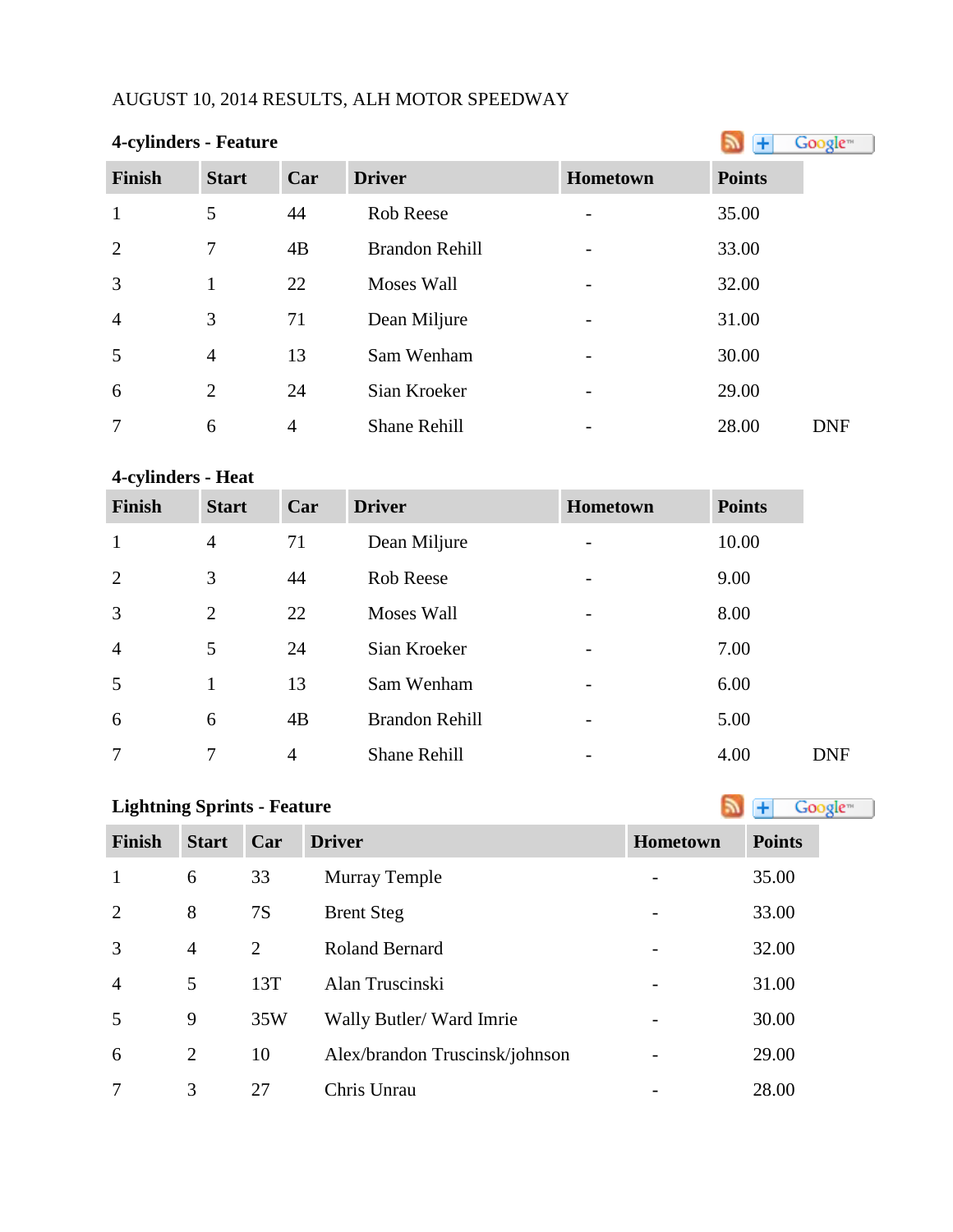AUGUST 10, 2014 RESULTS, ALH MOTOR SPEEDWAY

**4-cylinders - Feature**

| Finish | Start | Car | Driver | Hometown | Points | |
|---|---|---|---|---|---|---|
| 1 | 5 | 44 | Rob Reese | - | 35.00 | |
| 2 | 7 | 4B | Brandon Rehill | - | 33.00 | |
| 3 | 1 | 22 | Moses Wall | - | 32.00 | |
| 4 | 3 | 71 | Dean Miljure | - | 31.00 | |
| 5 | 4 | 13 | Sam Wenham | - | 30.00 | |
| 6 | 2 | 24 | Sian Kroeker | - | 29.00 | |
| 7 | 6 | 4 | Shane Rehill | - | 28.00 | DNF |

**4-cylinders - Heat**

| Finish | Start | Car | Driver | Hometown | Points | |
|---|---|---|---|---|---|---|
| 1 | 4 | 71 | Dean Miljure | - | 10.00 | |
| 2 | 3 | 44 | Rob Reese | - | 9.00 | |
| 3 | 2 | 22 | Moses Wall | - | 8.00 | |
| 4 | 5 | 24 | Sian Kroeker | - | 7.00 | |
| 5 | 1 | 13 | Sam Wenham | - | 6.00 | |
| 6 | 6 | 4B | Brandon Rehill | - | 5.00 | |
| 7 | 7 | 4 | Shane Rehill | - | 4.00 | DNF |

**Lightning Sprints - Feature**

| Finish | Start | Car | Driver | Hometown | Points |
|---|---|---|---|---|---|
| 1 | 6 | 33 | Murray Temple | - | 35.00 |
| 2 | 8 | 7S | Brent Steg | - | 33.00 |
| 3 | 4 | 2 | Roland Bernard | - | 32.00 |
| 4 | 5 | 13T | Alan Truscinski | - | 31.00 |
| 5 | 9 | 35W | Wally Butler/ Ward Imrie | - | 30.00 |
| 6 | 2 | 10 | Alex/brandon Truscinsk/johnson | - | 29.00 |
| 7 | 3 | 27 | Chris Unrau | - | 28.00 |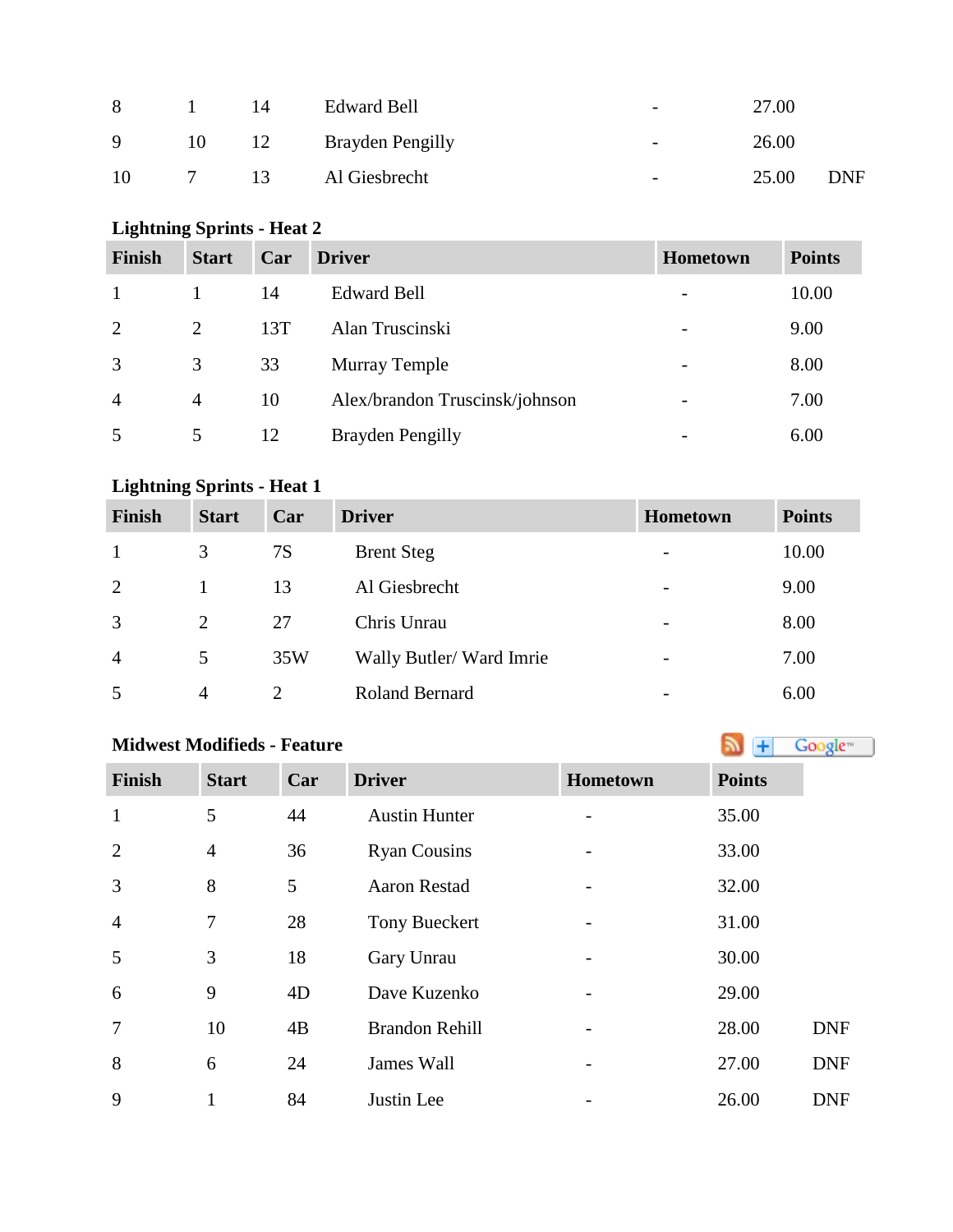| | | | | | | |
|---|---|---|---|---|---|---|
| 8 | 1 | 14 | Edward Bell | - | 27.00 | |
| 9 | 10 | 12 | Brayden Pengilly | - | 26.00 | |
| 10 | 7 | 13 | Al Giesbrecht | - | 25.00 | DNF |

**Lightning Sprints - Heat 2**

| Finish | Start | Car | Driver | Hometown | Points |
|---|---|---|---|---|---|
| 1 | 1 | 14 | Edward Bell | - | 10.00 |
| 2 | 2 | 13T | Alan Truscinski | - | 9.00 |
| 3 | 3 | 33 | Murray Temple | - | 8.00 |
| 4 | 4 | 10 | Alex/brandon Truscinsk/johnson | - | 7.00 |
| 5 | 5 | 12 | Brayden Pengilly | - | 6.00 |

**Lightning Sprints - Heat 1**

| Finish | Start | Car | Driver | Hometown | Points |
|---|---|---|---|---|---|
| 1 | 3 | 7S | Brent Steg | - | 10.00 |
| 2 | 1 | 13 | Al Giesbrecht | - | 9.00 |
| 3 | 2 | 27 | Chris Unrau | - | 8.00 |
| 4 | 5 | 35W | Wally Butler/ Ward Imrie | - | 7.00 |
| 5 | 4 | 2 | Roland Bernard | - | 6.00 |

**Midwest Modifieds - Feature**

| Finish | Start | Car | Driver | Hometown | Points | |
|---|---|---|---|---|---|---|
| 1 | 5 | 44 | Austin Hunter | - | 35.00 | |
| 2 | 4 | 36 | Ryan Cousins | - | 33.00 | |
| 3 | 8 | 5 | Aaron Restad | - | 32.00 | |
| 4 | 7 | 28 | Tony Bueckert | - | 31.00 | |
| 5 | 3 | 18 | Gary Unrau | - | 30.00 | |
| 6 | 9 | 4D | Dave Kuzenko | - | 29.00 | |
| 7 | 10 | 4B | Brandon Rehill | - | 28.00 | DNF |
| 8 | 6 | 24 | James Wall | - | 27.00 | DNF |
| 9 | 1 | 84 | Justin Lee | - | 26.00 | DNF |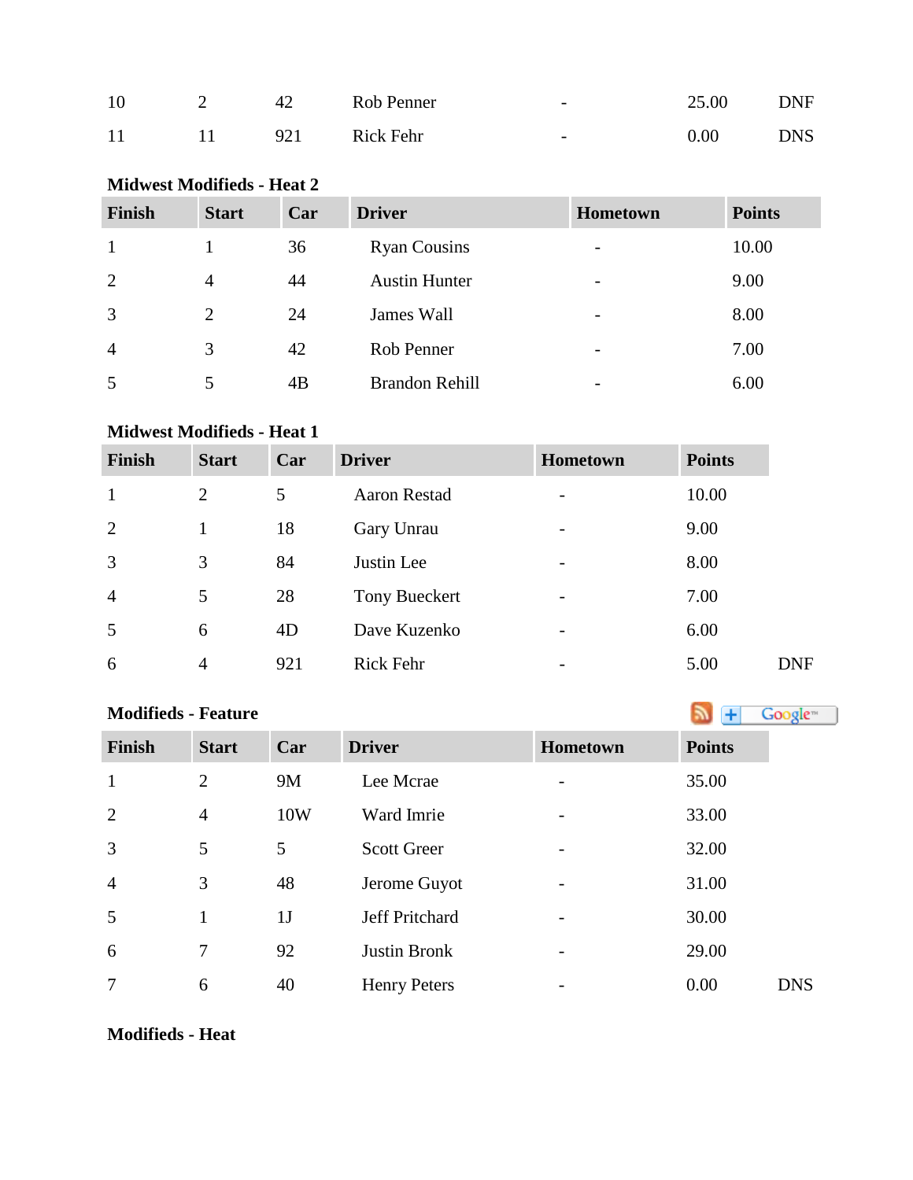| | | | | | | |
|---|---|---|---|---|---|---|
| 10 | 2 | 42 | Rob Penner | - | 25.00 | DNF |
| 11 | 11 | 921 | Rick Fehr | - | 0.00 | DNS |

**Midwest Modifieds - Heat 2**

| Finish | Start | Car | Driver | Hometown | Points |
|---|---|---|---|---|---|
| 1 | 1 | 36 | Ryan Cousins | - | 10.00 |
| 2 | 4 | 44 | Austin Hunter | - | 9.00 |
| 3 | 2 | 24 | James Wall | - | 8.00 |
| 4 | 3 | 42 | Rob Penner | - | 7.00 |
| 5 | 5 | 4B | Brandon Rehill | - | 6.00 |

**Midwest Modifieds - Heat 1**

| Finish | Start | Car | Driver | Hometown | Points | |
|---|---|---|---|---|---|---|
| 1 | 2 | 5 | Aaron Restad | - | 10.00 | |
| 2 | 1 | 18 | Gary Unrau | - | 9.00 | |
| 3 | 3 | 84 | Justin Lee | - | 8.00 | |
| 4 | 5 | 28 | Tony Bueckert | - | 7.00 | |
| 5 | 6 | 4D | Dave Kuzenko | - | 6.00 | |
| 6 | 4 | 921 | Rick Fehr | - | 5.00 | DNF |

**Modifieds - Feature**

| Finish | Start | Car | Driver | Hometown | Points | |
|---|---|---|---|---|---|---|
| 1 | 2 | 9M | Lee Mcrae | - | 35.00 | |
| 2 | 4 | 10W | Ward Imrie | - | 33.00 | |
| 3 | 5 | 5 | Scott Greer | - | 32.00 | |
| 4 | 3 | 48 | Jerome Guyot | - | 31.00 | |
| 5 | 1 | 1J | Jeff Pritchard | - | 30.00 | |
| 6 | 7 | 92 | Justin Bronk | - | 29.00 | |
| 7 | 6 | 40 | Henry Peters | - | 0.00 | DNS |

**Modifieds - Heat**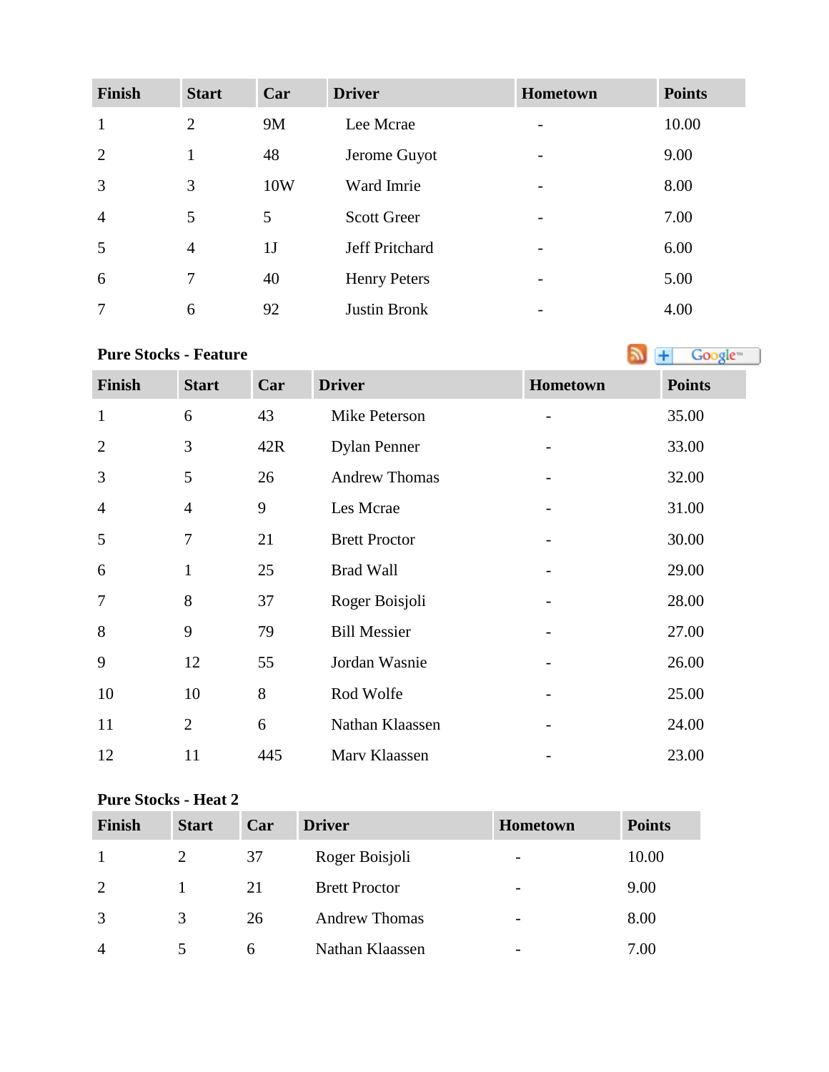| Finish | Start | Car | Driver | Hometown | Points |
| --- | --- | --- | --- | --- | --- |
| 1 | 2 | 9M | Lee Mcrae | - | 10.00 |
| 2 | 1 | 48 | Jerome Guyot | - | 9.00 |
| 3 | 3 | 10W | Ward Imrie | - | 8.00 |
| 4 | 5 | 5 | Scott Greer | - | 7.00 |
| 5 | 4 | 1J | Jeff Pritchard | - | 6.00 |
| 6 | 7 | 40 | Henry Peters | - | 5.00 |
| 7 | 6 | 92 | Justin Bronk | - | 4.00 |

**Pure Stocks - Feature**

| Finish | Start | Car | Driver | Hometown | Points |
| --- | --- | --- | --- | --- | --- |
| 1 | 6 | 43 | Mike Peterson | - | 35.00 |
| 2 | 3 | 42R | Dylan Penner | - | 33.00 |
| 3 | 5 | 26 | Andrew Thomas | - | 32.00 |
| 4 | 4 | 9 | Les Mcrae | - | 31.00 |
| 5 | 7 | 21 | Brett Proctor | - | 30.00 |
| 6 | 1 | 25 | Brad Wall | - | 29.00 |
| 7 | 8 | 37 | Roger Boisjoli | - | 28.00 |
| 8 | 9 | 79 | Bill Messier | - | 27.00 |
| 9 | 12 | 55 | Jordan Wasnie | - | 26.00 |
| 10 | 10 | 8 | Rod Wolfe | - | 25.00 |
| 11 | 2 | 6 | Nathan Klaassen | - | 24.00 |
| 12 | 11 | 445 | Marv Klaassen | - | 23.00 |

**Pure Stocks - Heat 2**

| Finish | Start | Car | Driver | Hometown | Points |
| --- | --- | --- | --- | --- | --- |
| 1 | 2 | 37 | Roger Boisjoli | - | 10.00 |
| 2 | 1 | 21 | Brett Proctor | - | 9.00 |
| 3 | 3 | 26 | Andrew Thomas | - | 8.00 |
| 4 | 5 | 6 | Nathan Klaassen | - | 7.00 |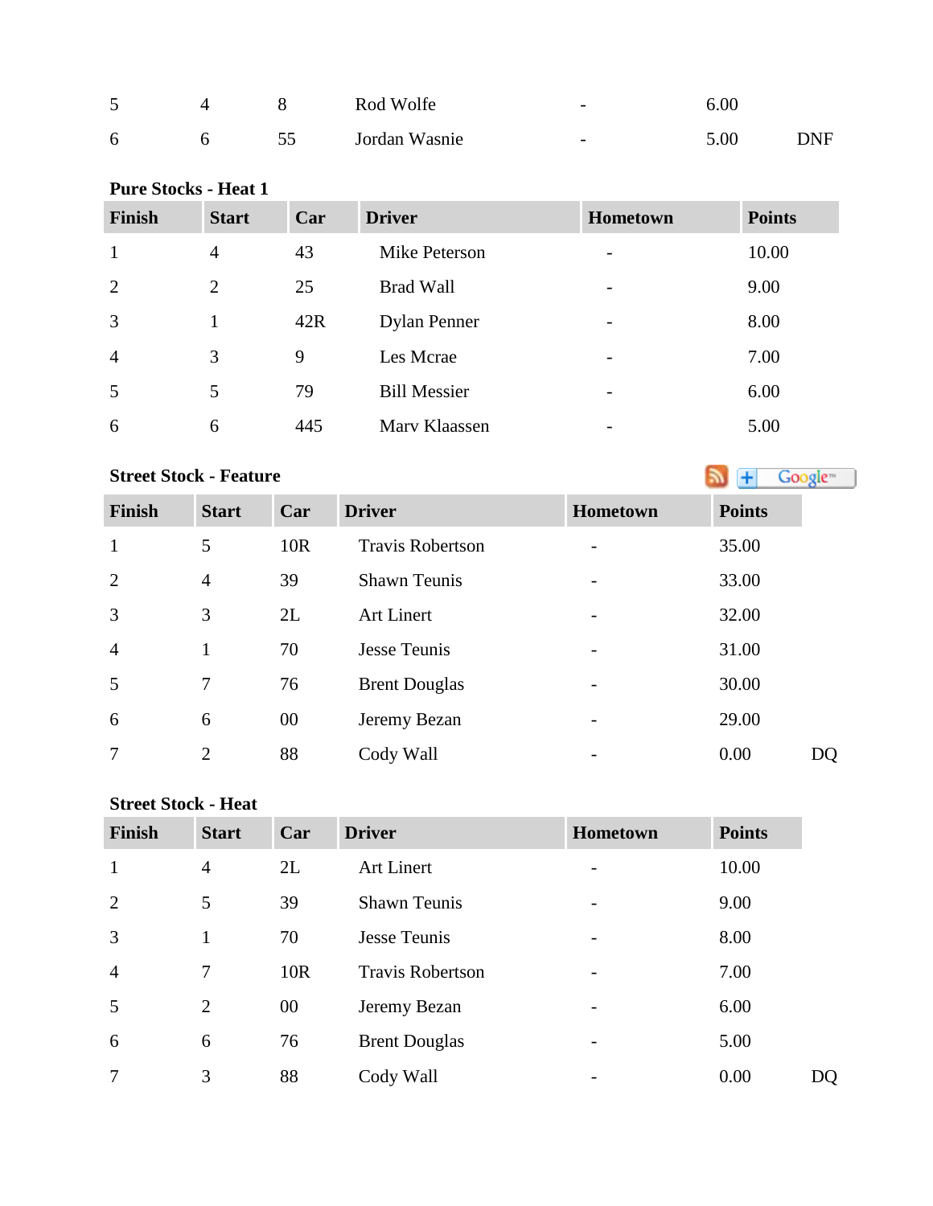| | | | | | | |
|---|---|---|---|---|---|---|
| 5 | 4 | 8 | Rod Wolfe | - | 6.00 | |
| 6 | 6 | 55 | Jordan Wasnie | - | 5.00 | DNF |

**Pure Stocks - Heat 1**

| Finish | Start | Car | Driver | Hometown | Points |
|---|---|---|---|---|---|
| 1 | 4 | 43 | Mike Peterson | - | 10.00 |
| 2 | 2 | 25 | Brad Wall | - | 9.00 |
| 3 | 1 | 42R | Dylan Penner | - | 8.00 |
| 4 | 3 | 9 | Les Mcrae | - | 7.00 |
| 5 | 5 | 79 | Bill Messier | - | 6.00 |
| 6 | 6 | 445 | Marv Klaassen | - | 5.00 |

**Street Stock - Feature**

| Finish | Start | Car | Driver | Hometown | Points | |
|---|---|---|---|---|---|---|
| 1 | 5 | 10R | Travis Robertson | - | 35.00 | |
| 2 | 4 | 39 | Shawn Teunis | - | 33.00 | |
| 3 | 3 | 2L | Art Linert | - | 32.00 | |
| 4 | 1 | 70 | Jesse Teunis | - | 31.00 | |
| 5 | 7 | 76 | Brent Douglas | - | 30.00 | |
| 6 | 6 | 00 | Jeremy Bezan | - | 29.00 | |
| 7 | 2 | 88 | Cody Wall | - | 0.00 | DQ |

**Street Stock - Heat**

| Finish | Start | Car | Driver | Hometown | Points | |
|---|---|---|---|---|---|---|
| 1 | 4 | 2L | Art Linert | - | 10.00 | |
| 2 | 5 | 39 | Shawn Teunis | - | 9.00 | |
| 3 | 1 | 70 | Jesse Teunis | - | 8.00 | |
| 4 | 7 | 10R | Travis Robertson | - | 7.00 | |
| 5 | 2 | 00 | Jeremy Bezan | - | 6.00 | |
| 6 | 6 | 76 | Brent Douglas | - | 5.00 | |
| 7 | 3 | 88 | Cody Wall | - | 0.00 | DQ |